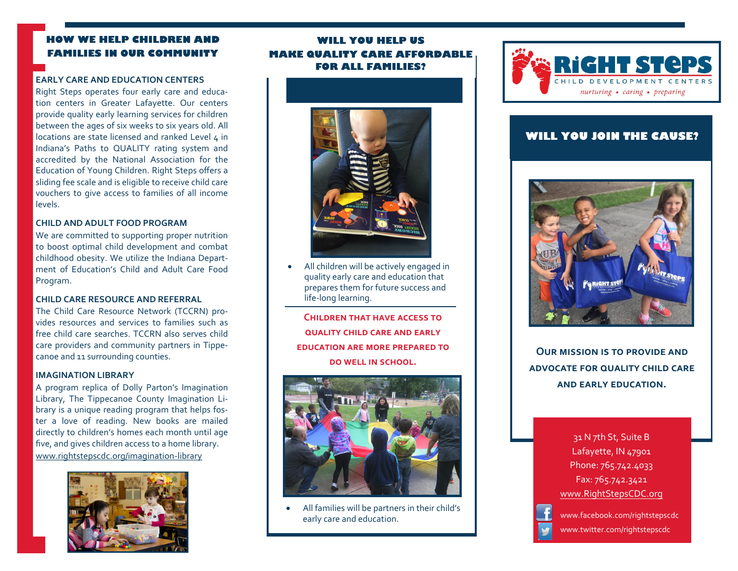## HOW WE HELP CHILDREN AND FAMILIES IN OUR COMMUNITY

### EARLY CARE AND EDUCATION CENTERS

Right Steps operates four early care and education centers in Greater Lafayette. Our centers provide quality early learning services for children between the ages of six weeks to six years old. All locations are state licensed and ranked Level 4 in Indiana's Paths to QUALITY rating system and accredited by the National Association for the Education of Young Children. Right Steps offers a sliding fee scale and is eligible to receive child care vouchers to give access to families of all income levels.

### CHILD AND ADULT FOOD PROGRAM

We are committed to supporting proper nutrition to boost optimal child development and combat childhood obesity. We utilize the Indiana Department of Education's Child and Adult Care Food Program.

### CHILD CARE RESOURCE AND REFERRAL

The Child Care Resource Network (TCCRN) provides resources and services to families such as free child care searches. TCCRN also serves child care providers and community partners in Tippecanoe and 11 surrounding counties.

### IMAGINATION LIBRARY

A program replica of Dolly Parton's Imagination Library, The Tippecanoe County Imagination Library is a unique reading program that helps foster a love of reading. New books are mailed directly to children's homes each month until age five, and gives children access to a home library.
www.rightstepscdc.org/imagination-library

## WILL YOU HELP US MAKE QUALITY CARE AFFORDABLE FOR ALL FAMILIES?

- All children will be actively engaged in quality early care and education that prepares them for future success and life-long learning.

**CHILDREN THAT HAVE ACCESS TO QUALITY CHILD CARE AND EARLY EDUCATION ARE MORE PREPARED TO DO WELL IN SCHOOL.**

- All families will be partners in their child's early care and education.

# RIGHT STEPS

CHILD DEVELOPMENT CENTERS

*nurturing • caring • preparing*

## WILL YOU JOIN THE CAUSE?

**OUR MISSION IS TO PROVIDE AND ADVOCATE FOR QUALITY CHILD CARE AND EARLY EDUCATION.**

31 N 7th St, Suite B
Lafayette, IN 47901
Phone: 765.742.4033
Fax: 765.742.3421
www.RightStepsCDC.org

www.facebook.com/rightstepscdc
www.twitter.com/rightstepscdc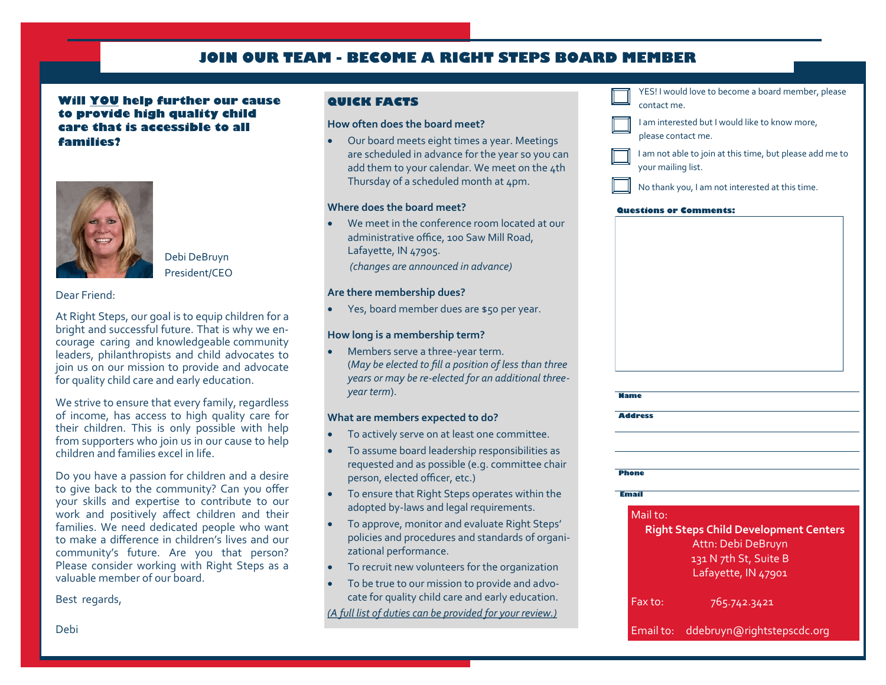# JOIN OUR TEAM - BECOME A RIGHT STEPS BOARD MEMBER

**Will YOU help further our cause to provide high quality child care that is accessible to all families?**

Debi DeBruyn
President/CEO

Dear Friend:

At Right Steps, our goal is to equip children for a bright and successful future. That is why we encourage caring and knowledgeable community leaders, philanthropists and child advocates to join us on our mission to provide and advocate for quality child care and early education.

We strive to ensure that every family, regardless of income, has access to high quality care for their children. This is only possible with help from supporters who join us in our cause to help children and families excel in life.

Do you have a passion for children and a desire to give back to the community? Can you offer your skills and expertise to contribute to our work and positively affect children and their families. We need dedicated people who want to make a difference in children's lives and our community's future. Are you that person? Please consider working with Right Steps as a valuable member of our board.

Best regards,

Debi

## QUICK FACTS

**How often does the board meet?**

- Our board meets eight times a year. Meetings are scheduled in advance for the year so you can add them to your calendar. We meet on the 4th Thursday of a scheduled month at 4pm.

**Where does the board meet?**

- We meet in the conference room located at our administrative office, 100 Saw Mill Road, Lafayette, IN 47905.
  *(changes are announced in advance)*

**Are there membership dues?**

- Yes, board member dues are $50 per year.

**How long is a membership term?**

- Members serve a three-year term. (*May be elected to fill a position of less than three years or may be re-elected for an additional three-year term*).

**What are members expected to do?**

- To actively serve on at least one committee.
- To assume board leadership responsibilities as requested and as possible (e.g. committee chair person, elected officer, etc.)
- To ensure that Right Steps operates within the adopted by-laws and legal requirements.
- To approve, monitor and evaluate Right Steps' policies and procedures and standards of organizational performance.
- To recruit new volunteers for the organization
- To be true to our mission to provide and advocate for quality child care and early education.

*(A full list of duties can be provided for your review.)*

- ☐ YES! I would love to become a board member, please contact me.
- ☐ I am interested but I would like to know more, please contact me.
- ☐ I am not able to join at this time, but please add me to your mailing list.
- ☐ No thank you, I am not interested at this time.

**Questions or Comments:**

**Name**

**Address**

**Phone**

**Email**

Mail to:
**Right Steps Child Development Centers**
Attn: Debi DeBruyn
131 N 7th St, Suite B
Lafayette, IN 47901

Fax to: 765.742.3421

Email to: ddebruyn@rightstepscdc.org